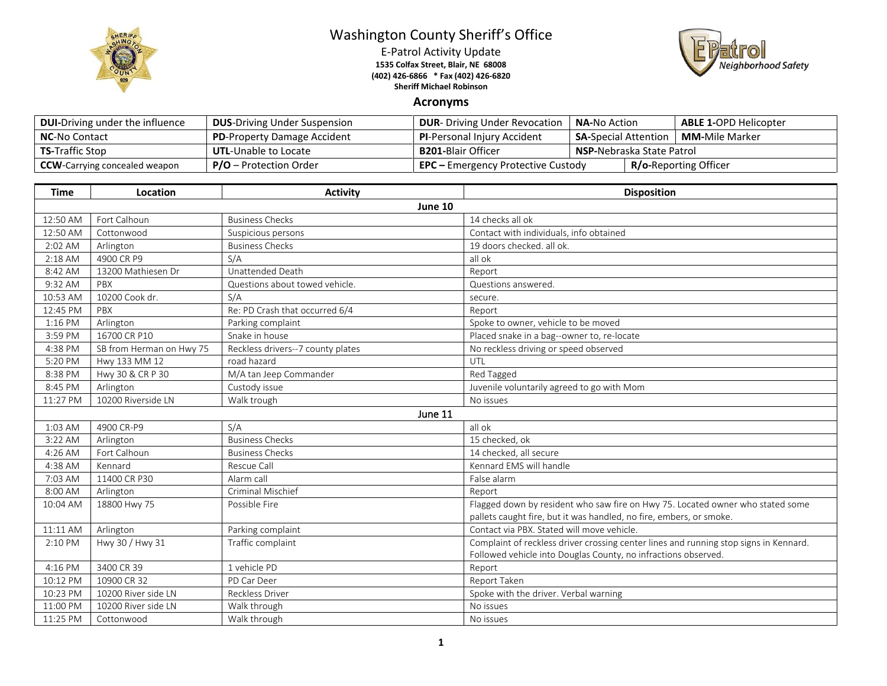# Washington County Sheriff's Office

E-Patrol Activity Update

**1535 Colfax Street, Blair, NE 68008**
**(402) 426-6866 * Fax (402) 426-6820**
**Sheriff Michael Robinson**

## Acronyms

| | | | | |
|---|---|---|---|---|
| **DUI**-Driving under the influence | **DUS**-Driving Under Suspension | **DUR**- Driving Under Revocation | **NA**-No Action | **ABLE 1**-OPD Helicopter |
| **NC**-No Contact | **PD**-Property Damage Accident | **PI**-Personal Injury Accident | **SA**-Special Attention | **MM**-Mile Marker |
| **TS**-Traffic Stop | **UTL**-Unable to Locate | **B201**-Blair Officer | **NSP**-Nebraska State Patrol | |
| **CCW**-Carrying concealed weapon | **P/O** – Protection Order | **EPC** – Emergency Protective Custody | **R/o**-Reporting Officer | |

| Time | Location | Activity | Disposition |
|---|---|---|---|
| | | **June 10** | |
| 12:50 AM | Fort Calhoun | Business Checks | 14 checks all ok |
| 12:50 AM | Cottonwood | Suspicious persons | Contact with individuals, info obtained |
| 2:02 AM | Arlington | Business Checks | 19 doors checked. all ok. |
| 2:18 AM | 4900 CR P9 | S/A | all ok |
| 8:42 AM | 13200 Mathiesen Dr | Unattended Death | Report |
| 9:32 AM | PBX | Questions about towed vehicle. | Questions answered. |
| 10:53 AM | 10200 Cook dr. | S/A | secure. |
| 12:45 PM | PBX | Re: PD Crash that occurred 6/4 | Report |
| 1:16 PM | Arlington | Parking complaint | Spoke to owner, vehicle to be moved |
| 3:59 PM | 16700 CR P10 | Snake in house | Placed snake in a bag--owner to, re-locate |
| 4:38 PM | SB from Herman on Hwy 75 | Reckless drivers--7 county plates | No reckless driving or speed observed |
| 5:20 PM | Hwy 133 MM 12 | road hazard | UTL |
| 8:38 PM | Hwy 30 & CR P 30 | M/A tan Jeep Commander | Red Tagged |
| 8:45 PM | Arlington | Custody issue | Juvenile voluntarily agreed to go with Mom |
| 11:27 PM | 10200 Riverside LN | Walk trough | No issues |
| | | **June 11** | |
| 1:03 AM | 4900 CR-P9 | S/A | all ok |
| 3:22 AM | Arlington | Business Checks | 15 checked, ok |
| 4:26 AM | Fort Calhoun | Business Checks | 14 checked, all secure |
| 4:38 AM | Kennard | Rescue Call | Kennard EMS will handle |
| 7:03 AM | 11400 CR P30 | Alarm call | False alarm |
| 8:00 AM | Arlington | Criminal Mischief | Report |
| 10:04 AM | 18800 Hwy 75 | Possible Fire | Flagged down by resident who saw fire on Hwy 75. Located owner who stated some pallets caught fire, but it was handled, no fire, embers, or smoke. |
| 11:11 AM | Arlington | Parking complaint | Contact via PBX. Stated will move vehicle. |
| 2:10 PM | Hwy 30 / Hwy 31 | Traffic complaint | Complaint of reckless driver crossing center lines and running stop signs in Kennard. Followed vehicle into Douglas County, no infractions observed. |
| 4:16 PM | 3400 CR 39 | 1 vehicle PD | Report |
| 10:12 PM | 10900 CR 32 | PD Car Deer | Report Taken |
| 10:23 PM | 10200 River side LN | Reckless Driver | Spoke with the driver. Verbal warning |
| 11:00 PM | 10200 River side LN | Walk through | No issues |
| 11:25 PM | Cottonwood | Walk through | No issues |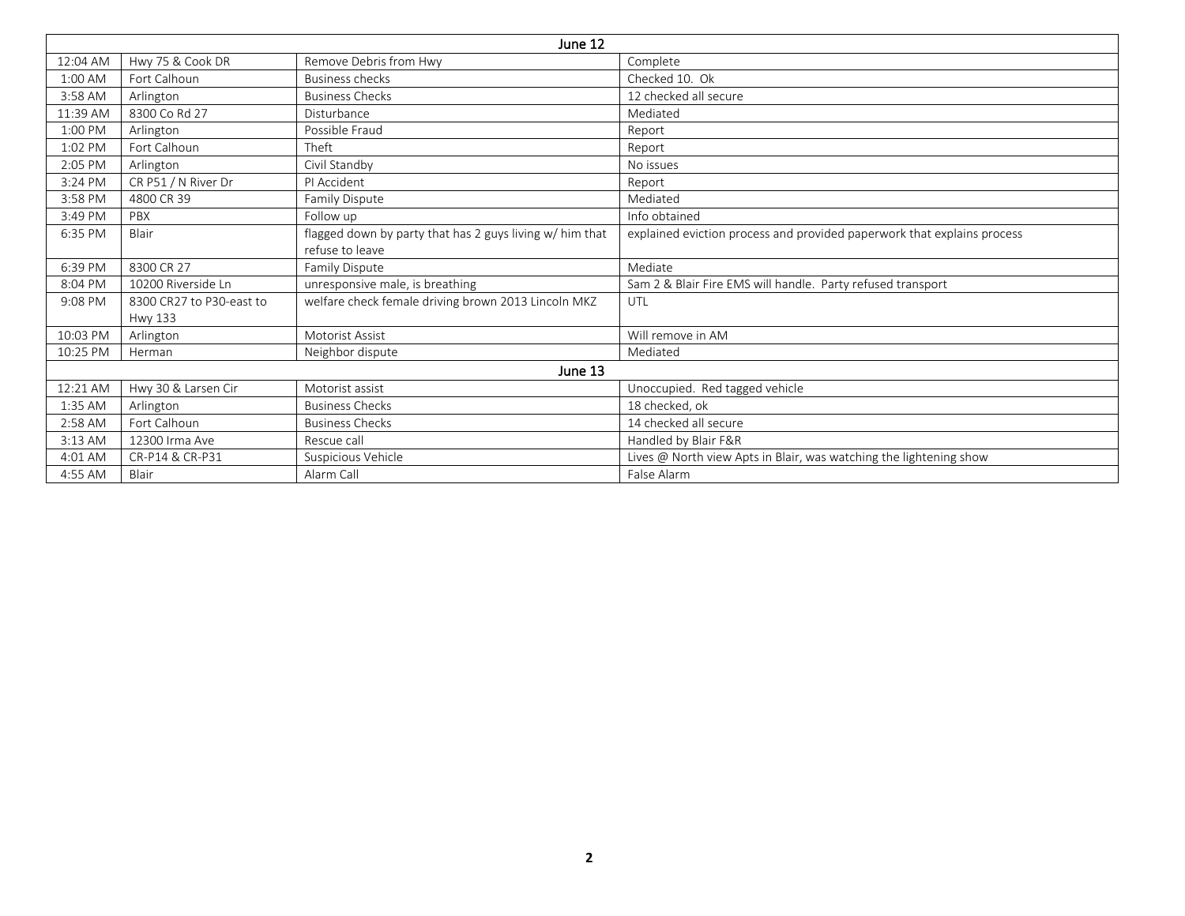| | | | |
|---|---|---|---|
| **June 12** | | | |
| 12:04 AM | Hwy 75 & Cook DR | Remove Debris from Hwy | Complete |
| 1:00 AM | Fort Calhoun | Business checks | Checked 10. Ok |
| 3:58 AM | Arlington | Business Checks | 12 checked all secure |
| 11:39 AM | 8300 Co Rd 27 | Disturbance | Mediated |
| 1:00 PM | Arlington | Possible Fraud | Report |
| 1:02 PM | Fort Calhoun | Theft | Report |
| 2:05 PM | Arlington | Civil Standby | No issues |
| 3:24 PM | CR P51 / N River Dr | PI Accident | Report |
| 3:58 PM | 4800 CR 39 | Family Dispute | Mediated |
| 3:49 PM | PBX | Follow up | Info obtained |
| 6:35 PM | Blair | flagged down by party that has 2 guys living w/ him that refuse to leave | explained eviction process and provided paperwork that explains process |
| 6:39 PM | 8300 CR 27 | Family Dispute | Mediate |
| 8:04 PM | 10200 Riverside Ln | unresponsive male, is breathing | Sam 2 & Blair Fire EMS will handle. Party refused transport |
| 9:08 PM | 8300 CR27 to P30-east to Hwy 133 | welfare check female driving brown 2013 Lincoln MKZ | UTL |
| 10:03 PM | Arlington | Motorist Assist | Will remove in AM |
| 10:25 PM | Herman | Neighbor dispute | Mediated |
| **June 13** | | | |
| 12:21 AM | Hwy 30 & Larsen Cir | Motorist assist | Unoccupied. Red tagged vehicle |
| 1:35 AM | Arlington | Business Checks | 18 checked, ok |
| 2:58 AM | Fort Calhoun | Business Checks | 14 checked all secure |
| 3:13 AM | 12300 Irma Ave | Rescue call | Handled by Blair F&R |
| 4:01 AM | CR-P14 & CR-P31 | Suspicious Vehicle | Lives @ North view Apts in Blair, was watching the lightening show |
| 4:55 AM | Blair | Alarm Call | False Alarm |